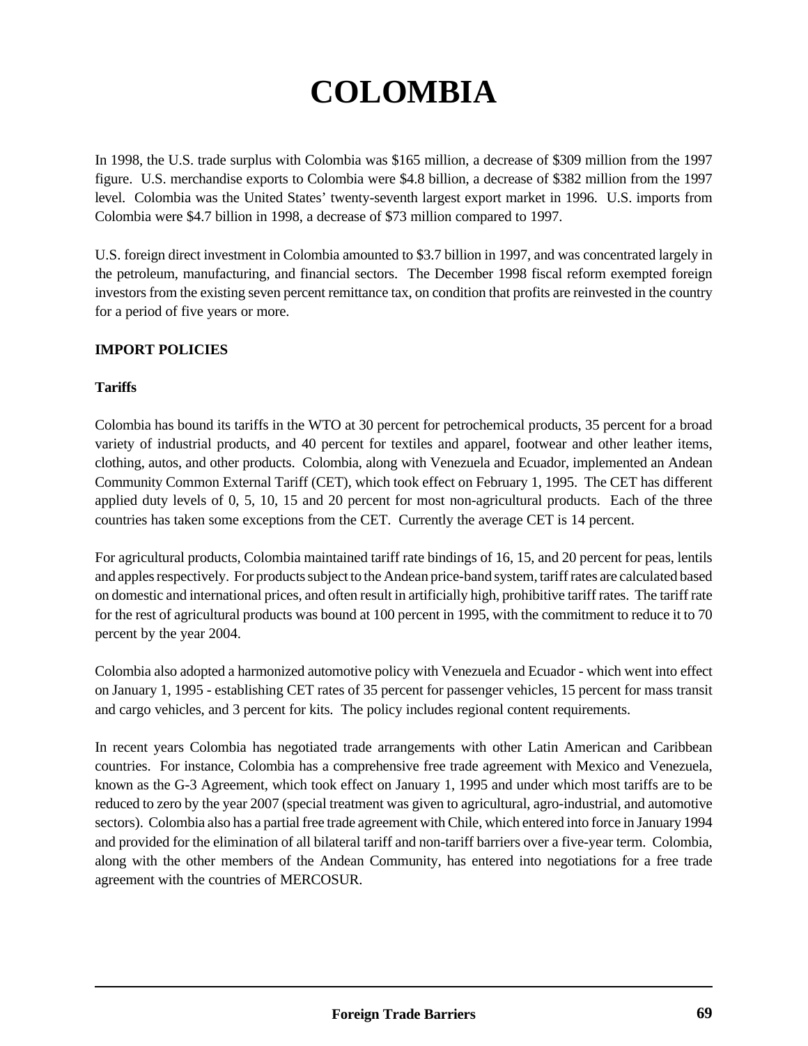# COLOMBIA

In 1998, the U.S. trade surplus with Colombia was $165 million, a decrease of $309 million from the 1997 figure. U.S. merchandise exports to Colombia were $4.8 billion, a decrease of $382 million from the 1997 level. Colombia was the United States' twenty-seventh largest export market in 1996. U.S. imports from Colombia were $4.7 billion in 1998, a decrease of $73 million compared to 1997.

U.S. foreign direct investment in Colombia amounted to $3.7 billion in 1997, and was concentrated largely in the petroleum, manufacturing, and financial sectors. The December 1998 fiscal reform exempted foreign investors from the existing seven percent remittance tax, on condition that profits are reinvested in the country for a period of five years or more.

## IMPORT POLICIES

### Tariffs

Colombia has bound its tariffs in the WTO at 30 percent for petrochemical products, 35 percent for a broad variety of industrial products, and 40 percent for textiles and apparel, footwear and other leather items, clothing, autos, and other products. Colombia, along with Venezuela and Ecuador, implemented an Andean Community Common External Tariff (CET), which took effect on February 1, 1995. The CET has different applied duty levels of 0, 5, 10, 15 and 20 percent for most non-agricultural products. Each of the three countries has taken some exceptions from the CET. Currently the average CET is 14 percent.

For agricultural products, Colombia maintained tariff rate bindings of 16, 15, and 20 percent for peas, lentils and apples respectively. For products subject to the Andean price-band system, tariff rates are calculated based on domestic and international prices, and often result in artificially high, prohibitive tariff rates. The tariff rate for the rest of agricultural products was bound at 100 percent in 1995, with the commitment to reduce it to 70 percent by the year 2004.

Colombia also adopted a harmonized automotive policy with Venezuela and Ecuador - which went into effect on January 1, 1995 - establishing CET rates of 35 percent for passenger vehicles, 15 percent for mass transit and cargo vehicles, and 3 percent for kits. The policy includes regional content requirements.

In recent years Colombia has negotiated trade arrangements with other Latin American and Caribbean countries. For instance, Colombia has a comprehensive free trade agreement with Mexico and Venezuela, known as the G-3 Agreement, which took effect on January 1, 1995 and under which most tariffs are to be reduced to zero by the year 2007 (special treatment was given to agricultural, agro-industrial, and automotive sectors). Colombia also has a partial free trade agreement with Chile, which entered into force in January 1994 and provided for the elimination of all bilateral tariff and non-tariff barriers over a five-year term. Colombia, along with the other members of the Andean Community, has entered into negotiations for a free trade agreement with the countries of MERCOSUR.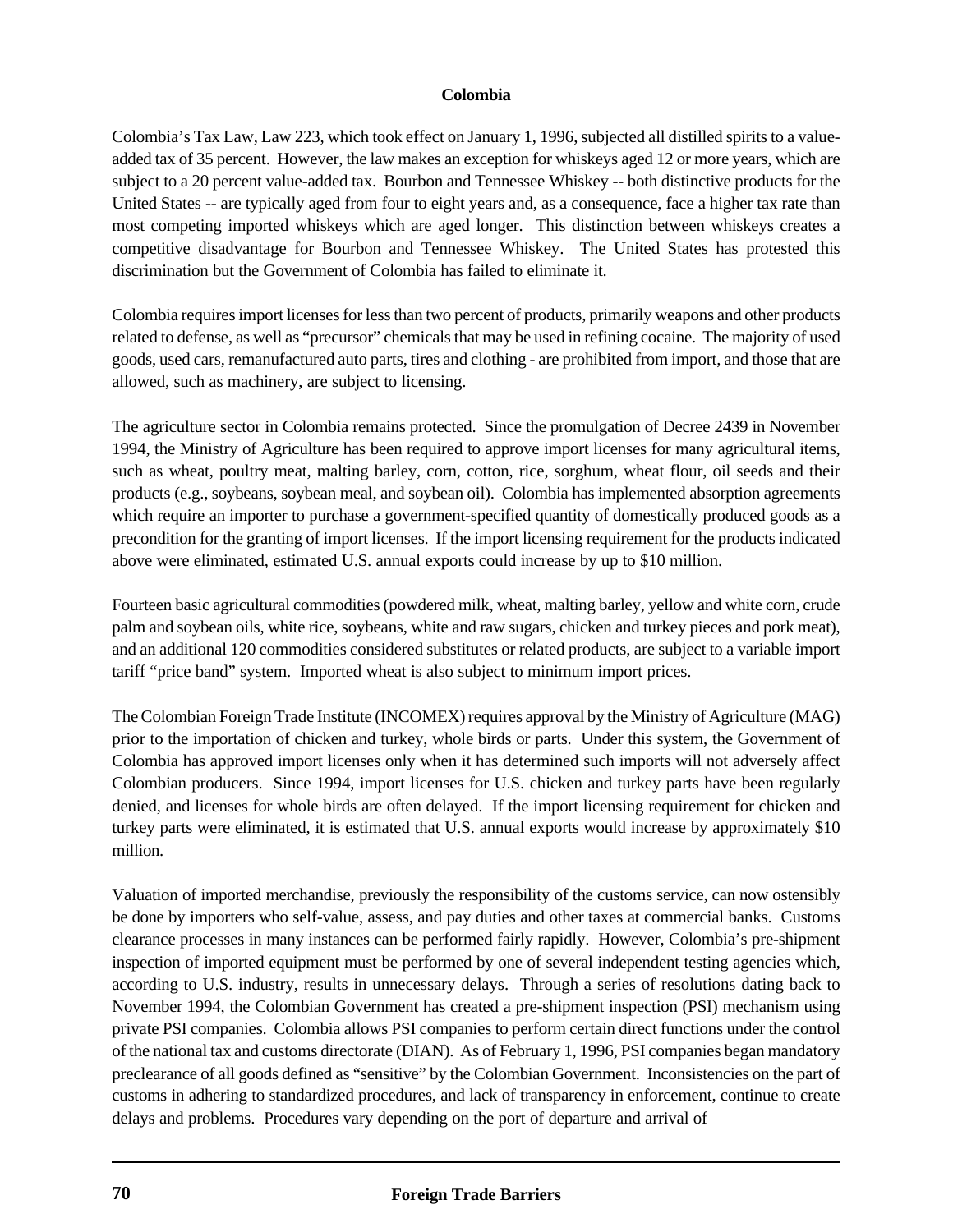**Colombia**

Colombia's Tax Law, Law 223, which took effect on January 1, 1996, subjected all distilled spirits to a value-added tax of 35 percent. However, the law makes an exception for whiskeys aged 12 or more years, which are subject to a 20 percent value-added tax. Bourbon and Tennessee Whiskey -- both distinctive products for the United States -- are typically aged from four to eight years and, as a consequence, face a higher tax rate than most competing imported whiskeys which are aged longer. This distinction between whiskeys creates a competitive disadvantage for Bourbon and Tennessee Whiskey. The United States has protested this discrimination but the Government of Colombia has failed to eliminate it.

Colombia requires import licenses for less than two percent of products, primarily weapons and other products related to defense, as well as "precursor" chemicals that may be used in refining cocaine. The majority of used goods, used cars, remanufactured auto parts, tires and clothing - are prohibited from import, and those that are allowed, such as machinery, are subject to licensing.

The agriculture sector in Colombia remains protected. Since the promulgation of Decree 2439 in November 1994, the Ministry of Agriculture has been required to approve import licenses for many agricultural items, such as wheat, poultry meat, malting barley, corn, cotton, rice, sorghum, wheat flour, oil seeds and their products (e.g., soybeans, soybean meal, and soybean oil). Colombia has implemented absorption agreements which require an importer to purchase a government-specified quantity of domestically produced goods as a precondition for the granting of import licenses. If the import licensing requirement for the products indicated above were eliminated, estimated U.S. annual exports could increase by up to $10 million.

Fourteen basic agricultural commodities (powdered milk, wheat, malting barley, yellow and white corn, crude palm and soybean oils, white rice, soybeans, white and raw sugars, chicken and turkey pieces and pork meat), and an additional 120 commodities considered substitutes or related products, are subject to a variable import tariff "price band" system. Imported wheat is also subject to minimum import prices.

The Colombian Foreign Trade Institute (INCOMEX) requires approval by the Ministry of Agriculture (MAG) prior to the importation of chicken and turkey, whole birds or parts. Under this system, the Government of Colombia has approved import licenses only when it has determined such imports will not adversely affect Colombian producers. Since 1994, import licenses for U.S. chicken and turkey parts have been regularly denied, and licenses for whole birds are often delayed. If the import licensing requirement for chicken and turkey parts were eliminated, it is estimated that U.S. annual exports would increase by approximately $10 million.

Valuation of imported merchandise, previously the responsibility of the customs service, can now ostensibly be done by importers who self-value, assess, and pay duties and other taxes at commercial banks. Customs clearance processes in many instances can be performed fairly rapidly. However, Colombia's pre-shipment inspection of imported equipment must be performed by one of several independent testing agencies which, according to U.S. industry, results in unnecessary delays. Through a series of resolutions dating back to November 1994, the Colombian Government has created a pre-shipment inspection (PSI) mechanism using private PSI companies. Colombia allows PSI companies to perform certain direct functions under the control of the national tax and customs directorate (DIAN). As of February 1, 1996, PSI companies began mandatory preclearance of all goods defined as "sensitive" by the Colombian Government. Inconsistencies on the part of customs in adhering to standardized procedures, and lack of transparency in enforcement, continue to create delays and problems. Procedures vary depending on the port of departure and arrival of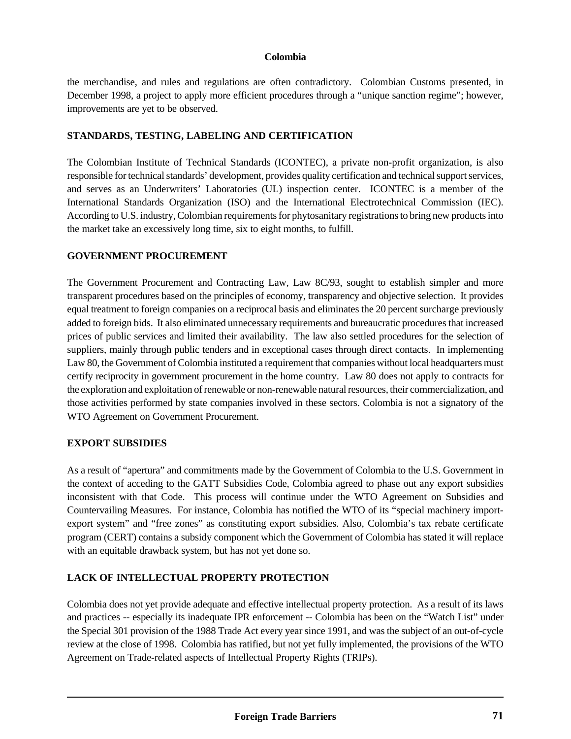the merchandise, and rules and regulations are often contradictory. Colombian Customs presented, in December 1998, a project to apply more efficient procedures through a "unique sanction regime"; however, improvements are yet to be observed.

## STANDARDS, TESTING, LABELING AND CERTIFICATION

The Colombian Institute of Technical Standards (ICONTEC), a private non-profit organization, is also responsible for technical standards' development, provides quality certification and technical support services, and serves as an Underwriters' Laboratories (UL) inspection center. ICONTEC is a member of the International Standards Organization (ISO) and the International Electrotechnical Commission (IEC). According to U.S. industry, Colombian requirements for phytosanitary registrations to bring new products into the market take an excessively long time, six to eight months, to fulfill.

## GOVERNMENT PROCUREMENT

The Government Procurement and Contracting Law, Law 8C/93, sought to establish simpler and more transparent procedures based on the principles of economy, transparency and objective selection. It provides equal treatment to foreign companies on a reciprocal basis and eliminates the 20 percent surcharge previously added to foreign bids. It also eliminated unnecessary requirements and bureaucratic procedures that increased prices of public services and limited their availability. The law also settled procedures for the selection of suppliers, mainly through public tenders and in exceptional cases through direct contacts. In implementing Law 80, the Government of Colombia instituted a requirement that companies without local headquarters must certify reciprocity in government procurement in the home country. Law 80 does not apply to contracts for the exploration and exploitation of renewable or non-renewable natural resources, their commercialization, and those activities performed by state companies involved in these sectors. Colombia is not a signatory of the WTO Agreement on Government Procurement.

## EXPORT SUBSIDIES

As a result of "apertura" and commitments made by the Government of Colombia to the U.S. Government in the context of acceding to the GATT Subsidies Code, Colombia agreed to phase out any export subsidies inconsistent with that Code. This process will continue under the WTO Agreement on Subsidies and Countervailing Measures. For instance, Colombia has notified the WTO of its "special machinery import-export system" and "free zones" as constituting export subsidies. Also, Colombia's tax rebate certificate program (CERT) contains a subsidy component which the Government of Colombia has stated it will replace with an equitable drawback system, but has not yet done so.

## LACK OF INTELLECTUAL PROPERTY PROTECTION

Colombia does not yet provide adequate and effective intellectual property protection. As a result of its laws and practices -- especially its inadequate IPR enforcement -- Colombia has been on the "Watch List" under the Special 301 provision of the 1988 Trade Act every year since 1991, and was the subject of an out-of-cycle review at the close of 1998. Colombia has ratified, but not yet fully implemented, the provisions of the WTO Agreement on Trade-related aspects of Intellectual Property Rights (TRIPs).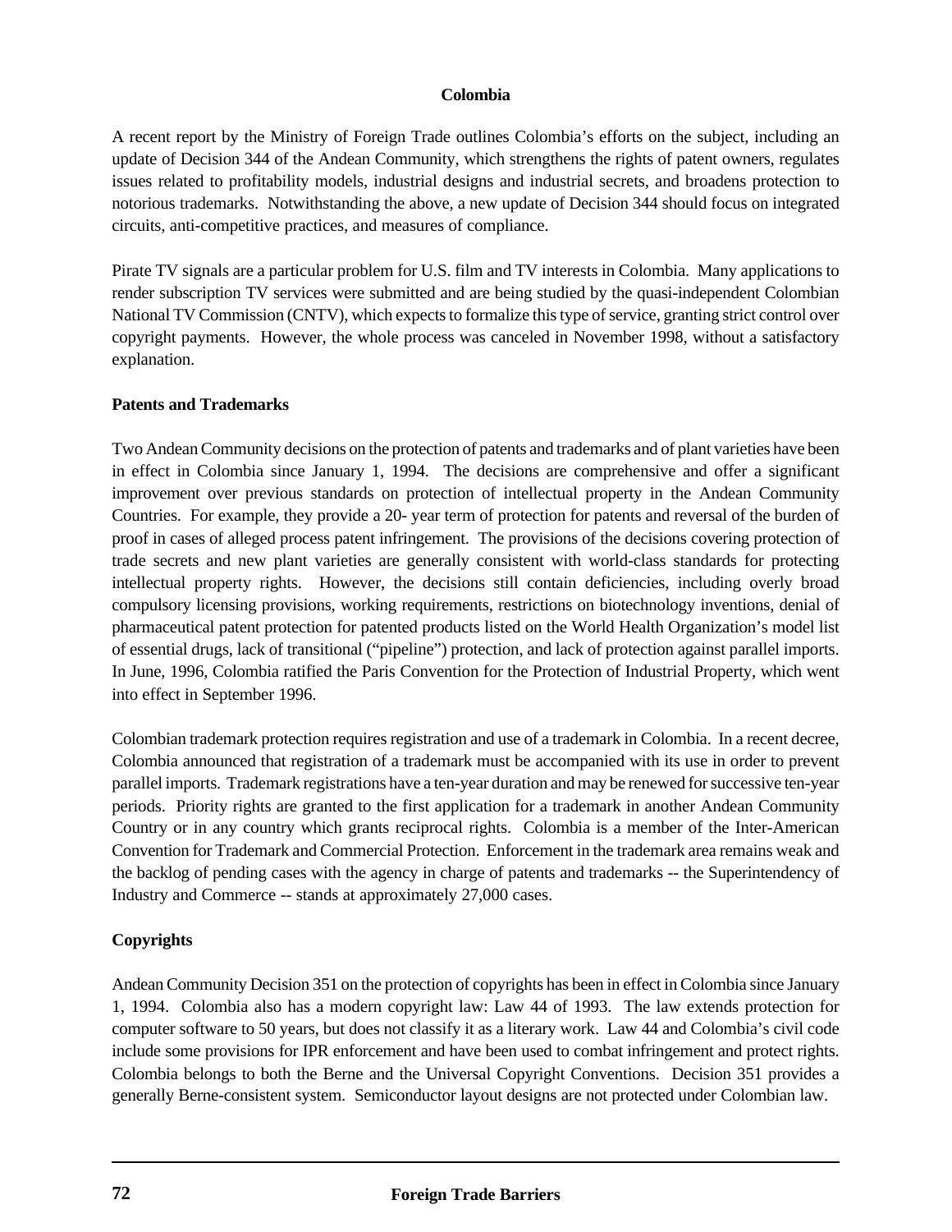## Colombia

A recent report by the Ministry of Foreign Trade outlines Colombia's efforts on the subject, including an update of Decision 344 of the Andean Community, which strengthens the rights of patent owners, regulates issues related to profitability models, industrial designs and industrial secrets, and broadens protection to notorious trademarks. Notwithstanding the above, a new update of Decision 344 should focus on integrated circuits, anti-competitive practices, and measures of compliance.

Pirate TV signals are a particular problem for U.S. film and TV interests in Colombia. Many applications to render subscription TV services were submitted and are being studied by the quasi-independent Colombian National TV Commission (CNTV), which expects to formalize this type of service, granting strict control over copyright payments. However, the whole process was canceled in November 1998, without a satisfactory explanation.

### Patents and Trademarks

Two Andean Community decisions on the protection of patents and trademarks and of plant varieties have been in effect in Colombia since January 1, 1994. The decisions are comprehensive and offer a significant improvement over previous standards on protection of intellectual property in the Andean Community Countries. For example, they provide a 20- year term of protection for patents and reversal of the burden of proof in cases of alleged process patent infringement. The provisions of the decisions covering protection of trade secrets and new plant varieties are generally consistent with world-class standards for protecting intellectual property rights. However, the decisions still contain deficiencies, including overly broad compulsory licensing provisions, working requirements, restrictions on biotechnology inventions, denial of pharmaceutical patent protection for patented products listed on the World Health Organization's model list of essential drugs, lack of transitional ("pipeline") protection, and lack of protection against parallel imports. In June, 1996, Colombia ratified the Paris Convention for the Protection of Industrial Property, which went into effect in September 1996.

Colombian trademark protection requires registration and use of a trademark in Colombia. In a recent decree, Colombia announced that registration of a trademark must be accompanied with its use in order to prevent parallel imports. Trademark registrations have a ten-year duration and may be renewed for successive ten-year periods. Priority rights are granted to the first application for a trademark in another Andean Community Country or in any country which grants reciprocal rights. Colombia is a member of the Inter-American Convention for Trademark and Commercial Protection. Enforcement in the trademark area remains weak and the backlog of pending cases with the agency in charge of patents and trademarks -- the Superintendency of Industry and Commerce -- stands at approximately 27,000 cases.

### Copyrights

Andean Community Decision 351 on the protection of copyrights has been in effect in Colombia since January 1, 1994. Colombia also has a modern copyright law: Law 44 of 1993. The law extends protection for computer software to 50 years, but does not classify it as a literary work. Law 44 and Colombia's civil code include some provisions for IPR enforcement and have been used to combat infringement and protect rights. Colombia belongs to both the Berne and the Universal Copyright Conventions. Decision 351 provides a generally Berne-consistent system. Semiconductor layout designs are not protected under Colombian law.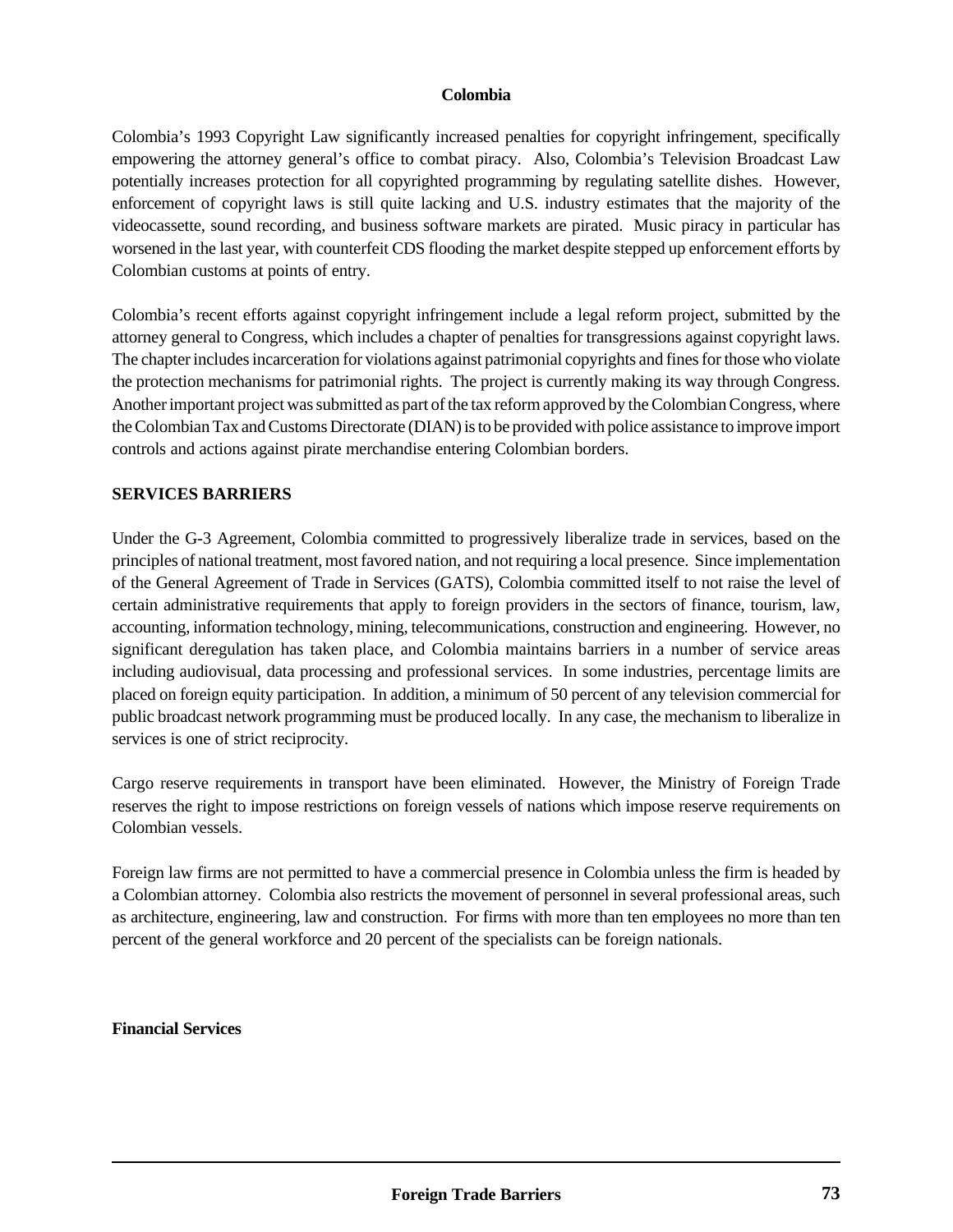### Colombia

Colombia's 1993 Copyright Law significantly increased penalties for copyright infringement, specifically empowering the attorney general's office to combat piracy. Also, Colombia's Television Broadcast Law potentially increases protection for all copyrighted programming by regulating satellite dishes. However, enforcement of copyright laws is still quite lacking and U.S. industry estimates that the majority of the videocassette, sound recording, and business software markets are pirated. Music piracy in particular has worsened in the last year, with counterfeit CDS flooding the market despite stepped up enforcement efforts by Colombian customs at points of entry.

Colombia's recent efforts against copyright infringement include a legal reform project, submitted by the attorney general to Congress, which includes a chapter of penalties for transgressions against copyright laws. The chapter includes incarceration for violations against patrimonial copyrights and fines for those who violate the protection mechanisms for patrimonial rights. The project is currently making its way through Congress. Another important project was submitted as part of the tax reform approved by the Colombian Congress, where the Colombian Tax and Customs Directorate (DIAN) is to be provided with police assistance to improve import controls and actions against pirate merchandise entering Colombian borders.

## SERVICES BARRIERS

Under the G-3 Agreement, Colombia committed to progressively liberalize trade in services, based on the principles of national treatment, most favored nation, and not requiring a local presence. Since implementation of the General Agreement of Trade in Services (GATS), Colombia committed itself to not raise the level of certain administrative requirements that apply to foreign providers in the sectors of finance, tourism, law, accounting, information technology, mining, telecommunications, construction and engineering. However, no significant deregulation has taken place, and Colombia maintains barriers in a number of service areas including audiovisual, data processing and professional services. In some industries, percentage limits are placed on foreign equity participation. In addition, a minimum of 50 percent of any television commercial for public broadcast network programming must be produced locally. In any case, the mechanism to liberalize in services is one of strict reciprocity.

Cargo reserve requirements in transport have been eliminated. However, the Ministry of Foreign Trade reserves the right to impose restrictions on foreign vessels of nations which impose reserve requirements on Colombian vessels.

Foreign law firms are not permitted to have a commercial presence in Colombia unless the firm is headed by a Colombian attorney. Colombia also restricts the movement of personnel in several professional areas, such as architecture, engineering, law and construction. For firms with more than ten employees no more than ten percent of the general workforce and 20 percent of the specialists can be foreign nationals.

### Financial Services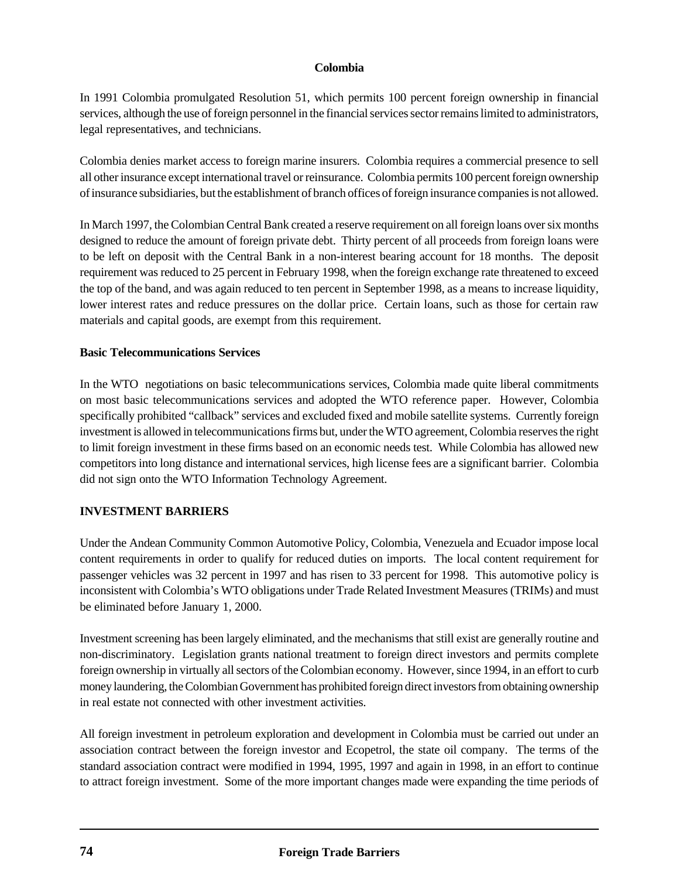## Colombia

In 1991 Colombia promulgated Resolution 51, which permits 100 percent foreign ownership in financial services, although the use of foreign personnel in the financial services sector remains limited to administrators, legal representatives, and technicians.

Colombia denies market access to foreign marine insurers. Colombia requires a commercial presence to sell all other insurance except international travel or reinsurance. Colombia permits 100 percent foreign ownership of insurance subsidiaries, but the establishment of branch offices of foreign insurance companies is not allowed.

In March 1997, the Colombian Central Bank created a reserve requirement on all foreign loans over six months designed to reduce the amount of foreign private debt. Thirty percent of all proceeds from foreign loans were to be left on deposit with the Central Bank in a non-interest bearing account for 18 months. The deposit requirement was reduced to 25 percent in February 1998, when the foreign exchange rate threatened to exceed the top of the band, and was again reduced to ten percent in September 1998, as a means to increase liquidity, lower interest rates and reduce pressures on the dollar price. Certain loans, such as those for certain raw materials and capital goods, are exempt from this requirement.

### Basic Telecommunications Services

In the WTO negotiations on basic telecommunications services, Colombia made quite liberal commitments on most basic telecommunications services and adopted the WTO reference paper. However, Colombia specifically prohibited "callback" services and excluded fixed and mobile satellite systems. Currently foreign investment is allowed in telecommunications firms but, under the WTO agreement, Colombia reserves the right to limit foreign investment in these firms based on an economic needs test. While Colombia has allowed new competitors into long distance and international services, high license fees are a significant barrier. Colombia did not sign onto the WTO Information Technology Agreement.

## INVESTMENT BARRIERS

Under the Andean Community Common Automotive Policy, Colombia, Venezuela and Ecuador impose local content requirements in order to qualify for reduced duties on imports. The local content requirement for passenger vehicles was 32 percent in 1997 and has risen to 33 percent for 1998. This automotive policy is inconsistent with Colombia's WTO obligations under Trade Related Investment Measures (TRIMs) and must be eliminated before January 1, 2000.

Investment screening has been largely eliminated, and the mechanisms that still exist are generally routine and non-discriminatory. Legislation grants national treatment to foreign direct investors and permits complete foreign ownership in virtually all sectors of the Colombian economy. However, since 1994, in an effort to curb money laundering, the Colombian Government has prohibited foreign direct investors from obtaining ownership in real estate not connected with other investment activities.

All foreign investment in petroleum exploration and development in Colombia must be carried out under an association contract between the foreign investor and Ecopetrol, the state oil company. The terms of the standard association contract were modified in 1994, 1995, 1997 and again in 1998, in an effort to continue to attract foreign investment. Some of the more important changes made were expanding the time periods of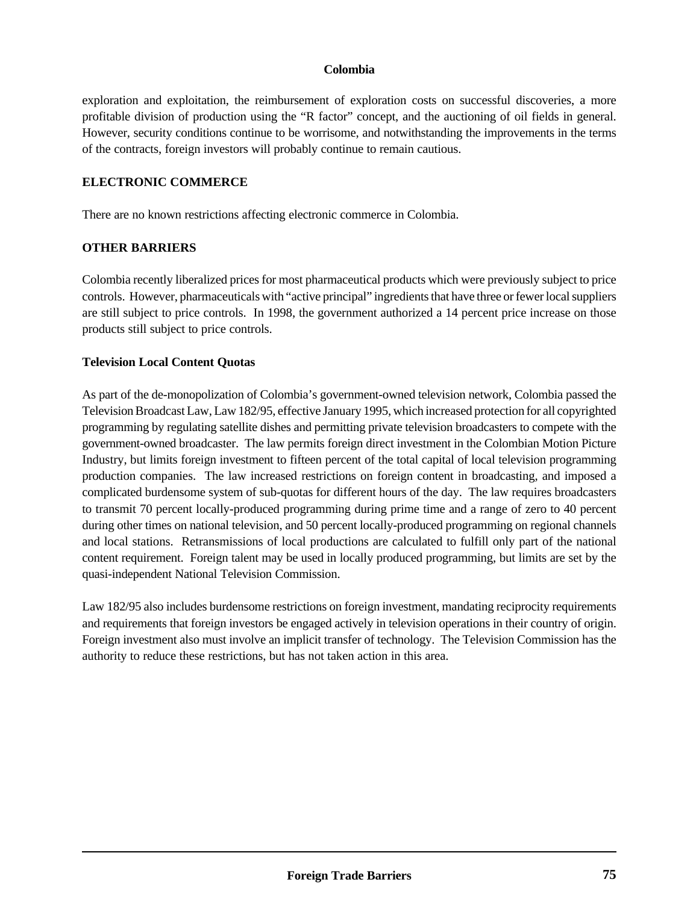exploration and exploitation, the reimbursement of exploration costs on successful discoveries, a more profitable division of production using the "R factor" concept, and the auctioning of oil fields in general. However, security conditions continue to be worrisome, and notwithstanding the improvements in the terms of the contracts, foreign investors will probably continue to remain cautious.

## ELECTRONIC COMMERCE

There are no known restrictions affecting electronic commerce in Colombia.

## OTHER BARRIERS

Colombia recently liberalized prices for most pharmaceutical products which were previously subject to price controls. However, pharmaceuticals with "active principal" ingredients that have three or fewer local suppliers are still subject to price controls. In 1998, the government authorized a 14 percent price increase on those products still subject to price controls.

### Television Local Content Quotas

As part of the de-monopolization of Colombia's government-owned television network, Colombia passed the Television Broadcast Law, Law 182/95, effective January 1995, which increased protection for all copyrighted programming by regulating satellite dishes and permitting private television broadcasters to compete with the government-owned broadcaster. The law permits foreign direct investment in the Colombian Motion Picture Industry, but limits foreign investment to fifteen percent of the total capital of local television programming production companies. The law increased restrictions on foreign content in broadcasting, and imposed a complicated burdensome system of sub-quotas for different hours of the day. The law requires broadcasters to transmit 70 percent locally-produced programming during prime time and a range of zero to 40 percent during other times on national television, and 50 percent locally-produced programming on regional channels and local stations. Retransmissions of local productions are calculated to fulfill only part of the national content requirement. Foreign talent may be used in locally produced programming, but limits are set by the quasi-independent National Television Commission.

Law 182/95 also includes burdensome restrictions on foreign investment, mandating reciprocity requirements and requirements that foreign investors be engaged actively in television operations in their country of origin. Foreign investment also must involve an implicit transfer of technology. The Television Commission has the authority to reduce these restrictions, but has not taken action in this area.